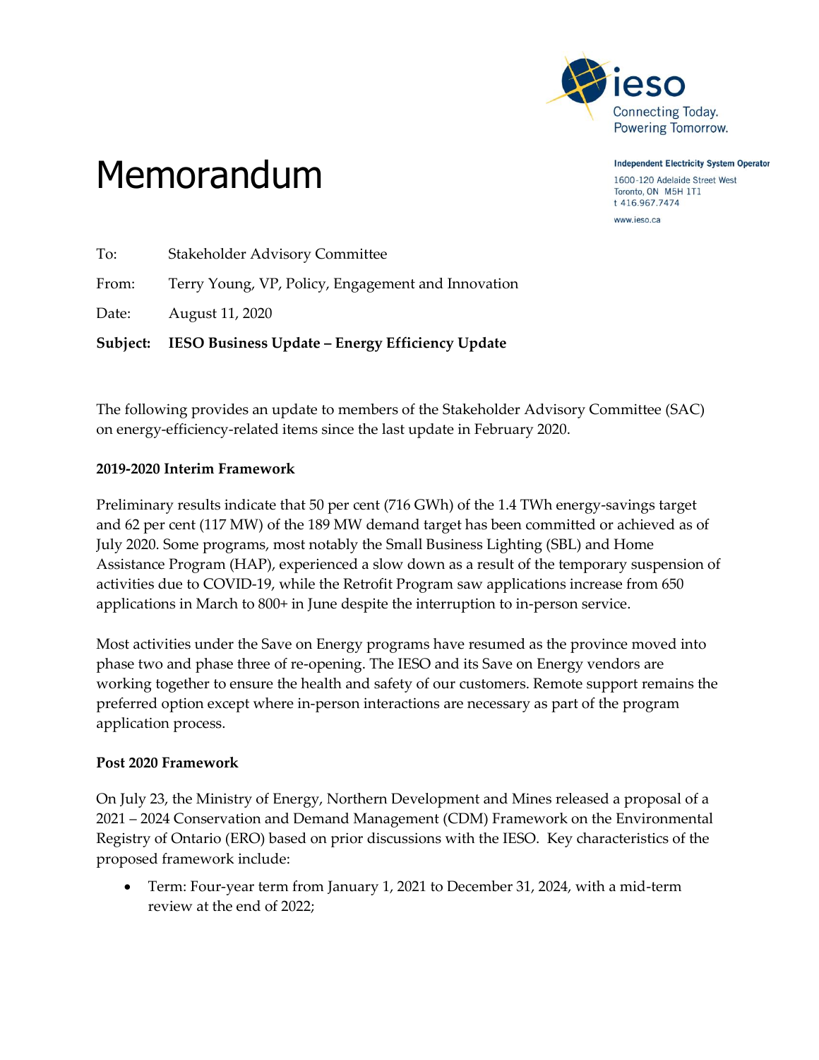Independent Electricity System Operator

1600-120 Adelaide Street West
Toronto, ON M5H 1T1
t 416.967.7474

www.ieso.ca

# Memorandum

To: Stakeholder Advisory Committee

From: Terry Young, VP, Policy, Engagement and Innovation

Date: August 11, 2020

**Subject: IESO Business Update – Energy Efficiency Update**

The following provides an update to members of the Stakeholder Advisory Committee (SAC) on energy-efficiency-related items since the last update in February 2020.

**2019-2020 Interim Framework**

Preliminary results indicate that 50 per cent (716 GWh) of the 1.4 TWh energy-savings target and 62 per cent (117 MW) of the 189 MW demand target has been committed or achieved as of July 2020. Some programs, most notably the Small Business Lighting (SBL) and Home Assistance Program (HAP), experienced a slow down as a result of the temporary suspension of activities due to COVID-19, while the Retrofit Program saw applications increase from 650 applications in March to 800+ in June despite the interruption to in-person service.

Most activities under the Save on Energy programs have resumed as the province moved into phase two and phase three of re-opening. The IESO and its Save on Energy vendors are working together to ensure the health and safety of our customers. Remote support remains the preferred option except where in-person interactions are necessary as part of the program application process.

**Post 2020 Framework**

On July 23, the Ministry of Energy, Northern Development and Mines released a proposal of a 2021 – 2024 Conservation and Demand Management (CDM) Framework on the Environmental Registry of Ontario (ERO) based on prior discussions with the IESO. Key characteristics of the proposed framework include:

- Term: Four-year term from January 1, 2021 to December 31, 2024, with a mid-term review at the end of 2022;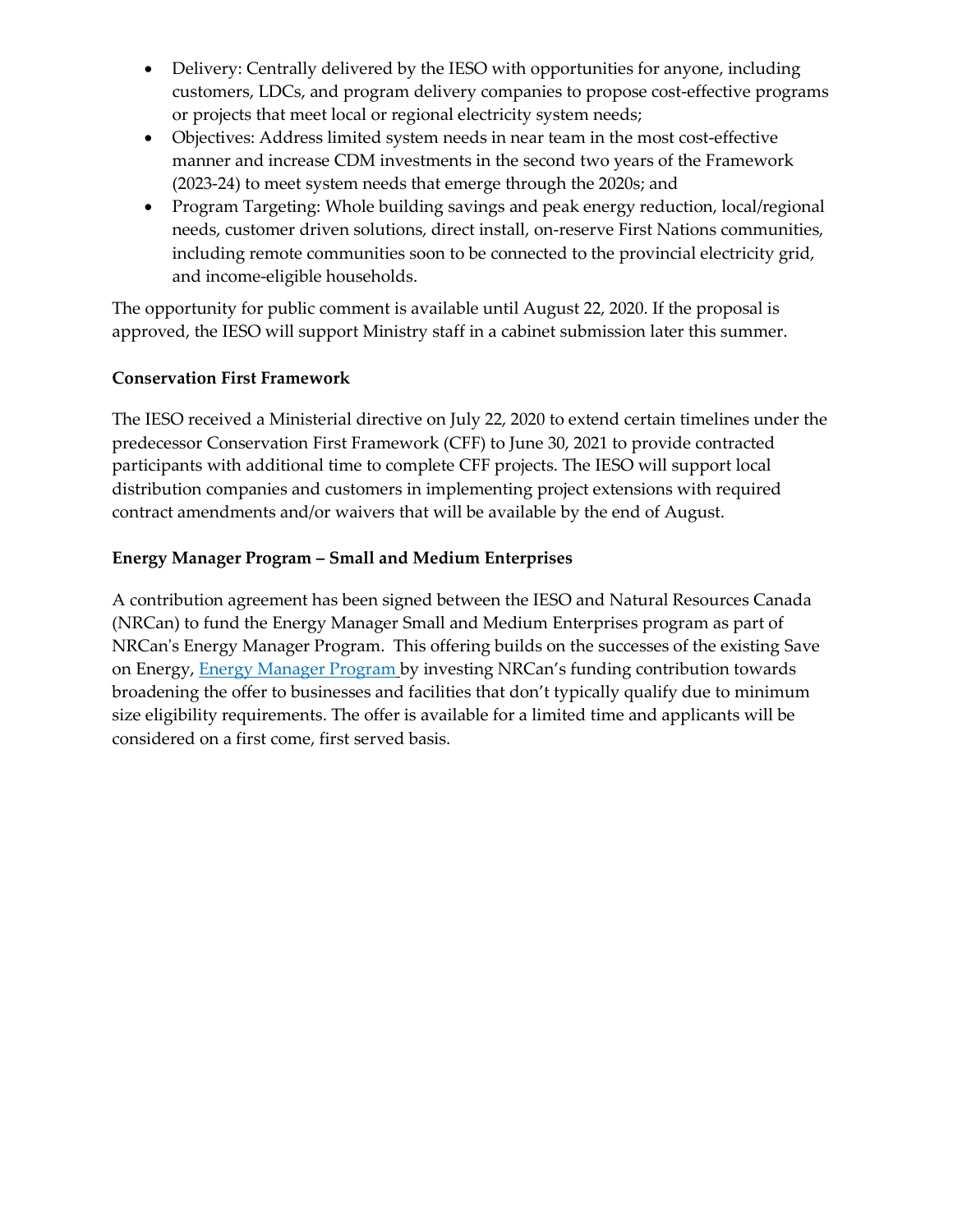- Delivery: Centrally delivered by the IESO with opportunities for anyone, including customers, LDCs, and program delivery companies to propose cost-effective programs or projects that meet local or regional electricity system needs;
- Objectives: Address limited system needs in near team in the most cost-effective manner and increase CDM investments in the second two years of the Framework (2023-24) to meet system needs that emerge through the 2020s; and
- Program Targeting: Whole building savings and peak energy reduction, local/regional needs, customer driven solutions, direct install, on-reserve First Nations communities, including remote communities soon to be connected to the provincial electricity grid, and income-eligible households.

The opportunity for public comment is available until August 22, 2020. If the proposal is approved, the IESO will support Ministry staff in a cabinet submission later this summer.

**Conservation First Framework**

The IESO received a Ministerial directive on July 22, 2020 to extend certain timelines under the predecessor Conservation First Framework (CFF) to June 30, 2021 to provide contracted participants with additional time to complete CFF projects. The IESO will support local distribution companies and customers in implementing project extensions with required contract amendments and/or waivers that will be available by the end of August.

**Energy Manager Program – Small and Medium Enterprises**

A contribution agreement has been signed between the IESO and Natural Resources Canada (NRCan) to fund the Energy Manager Small and Medium Enterprises program as part of NRCan's Energy Manager Program. This offering builds on the successes of the existing Save on Energy, Energy Manager Program by investing NRCan's funding contribution towards broadening the offer to businesses and facilities that don't typically qualify due to minimum size eligibility requirements. The offer is available for a limited time and applicants will be considered on a first come, first served basis.